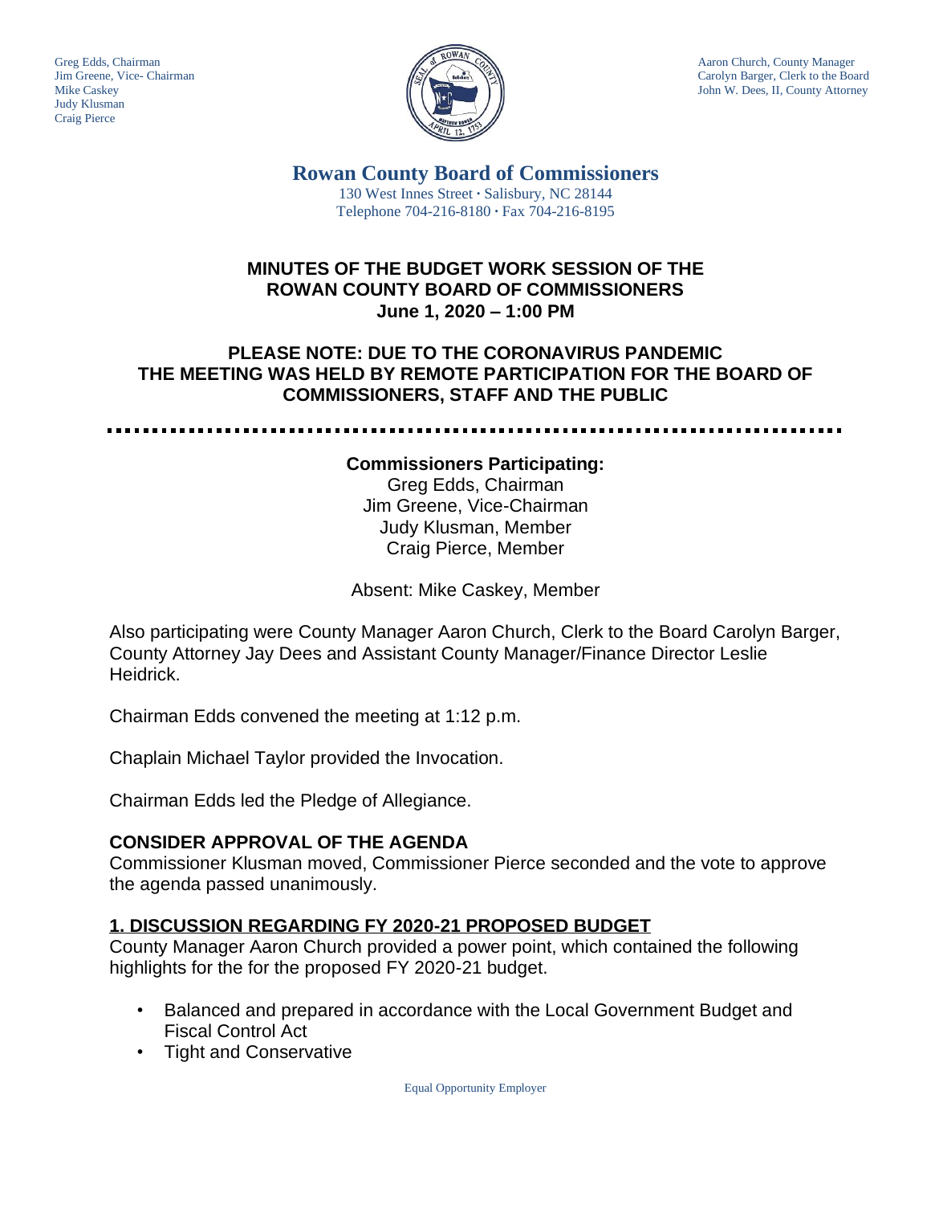Greg Edds, Chairman
Jim Greene, Vice- Chairman
Mike Caskey
Judy Klusman
Craig Pierce

Aaron Church, County Manager
Carolyn Barger, Clerk to the Board
John W. Dees, II, County Attorney

## Rowan County Board of Commissioners

130 West Innes Street · Salisbury, NC 28144
Telephone 704-216-8180 · Fax 704-216-8195

# MINUTES OF THE BUDGET WORK SESSION OF THE ROWAN COUNTY BOARD OF COMMISSIONERS
## June 1, 2020 – 1:00 PM

## PLEASE NOTE: DUE TO THE CORONAVIRUS PANDEMIC THE MEETING WAS HELD BY REMOTE PARTICIPATION FOR THE BOARD OF COMMISSIONERS, STAFF AND THE PUBLIC

---

**Commissioners Participating:**
Greg Edds, Chairman
Jim Greene, Vice-Chairman
Judy Klusman, Member
Craig Pierce, Member

Absent: Mike Caskey, Member

Also participating were County Manager Aaron Church, Clerk to the Board Carolyn Barger, County Attorney Jay Dees and Assistant County Manager/Finance Director Leslie Heidrick.

Chairman Edds convened the meeting at 1:12 p.m.

Chaplain Michael Taylor provided the Invocation.

Chairman Edds led the Pledge of Allegiance.

### CONSIDER APPROVAL OF THE AGENDA

Commissioner Klusman moved, Commissioner Pierce seconded and the vote to approve the agenda passed unanimously.

### 1. DISCUSSION REGARDING FY 2020-21 PROPOSED BUDGET

County Manager Aaron Church provided a power point, which contained the following highlights for the for the proposed FY 2020-21 budget.

- Balanced and prepared in accordance with the Local Government Budget and Fiscal Control Act
- Tight and Conservative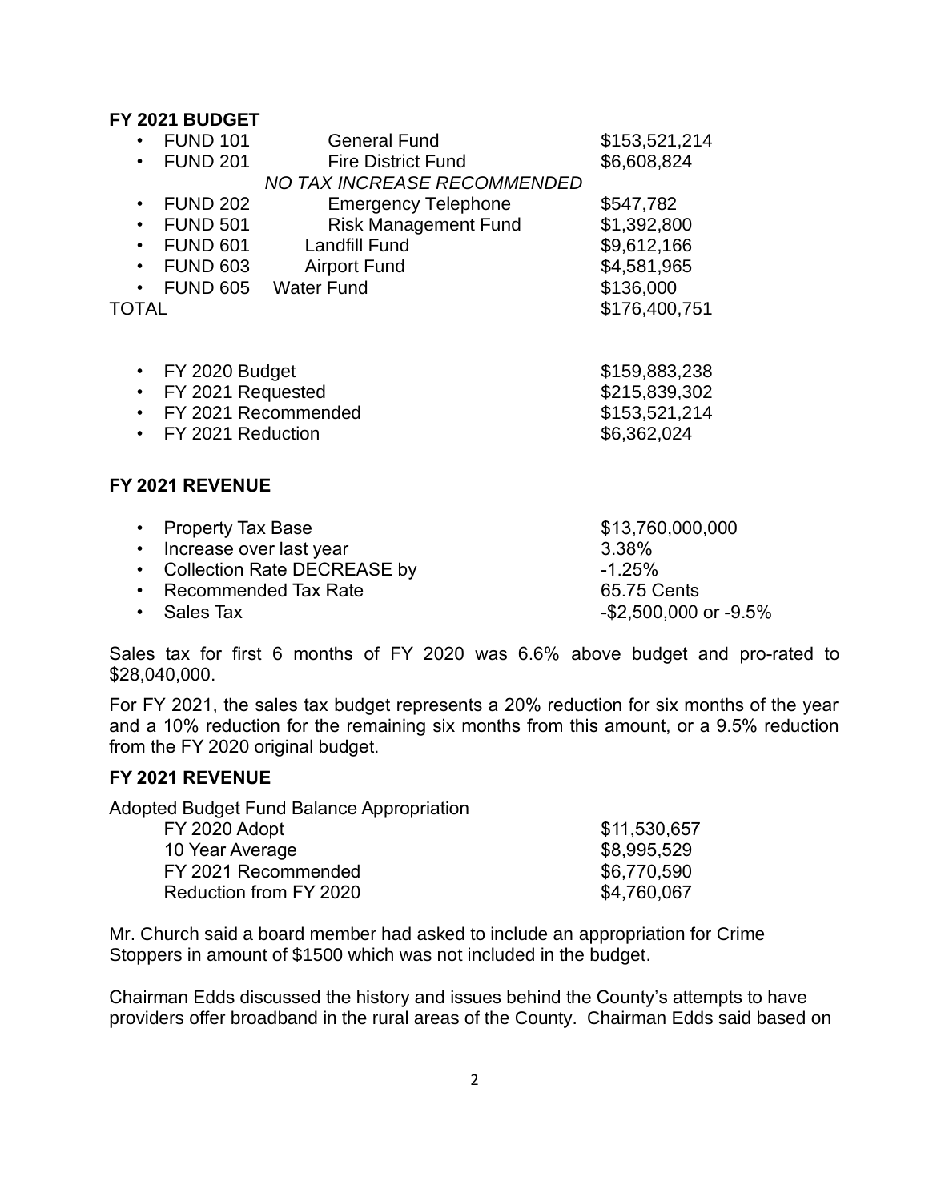**FY 2021 BUDGET**

- FUND 101 General Fund $153,521,214
- FUND 201 Fire District Fund $6,608,824

*NO TAX INCREASE RECOMMENDED*

- FUND 202 Emergency Telephone $547,782
- FUND 501 Risk Management Fund $1,392,800
- FUND 601 Landfill Fund $9,612,166
- FUND 603 Airport Fund $4,581,965
- FUND 605 Water Fund $136,000

TOTAL $176,400,751

- FY 2020 Budget $159,883,238
- FY 2021 Requested $215,839,302
- FY 2021 Recommended $153,521,214
- FY 2021 Reduction $6,362,024

**FY 2021 REVENUE**

- Property Tax Base $13,760,000,000
- Increase over last year 3.38%
- Collection Rate DECREASE by -1.25%
- Recommended Tax Rate 65.75 Cents
- Sales Tax -$2,500,000 or -9.5%

Sales tax for first 6 months of FY 2020 was 6.6% above budget and pro-rated to $28,040,000.

For FY 2021, the sales tax budget represents a 20% reduction for six months of the year and a 10% reduction for the remaining six months from this amount, or a 9.5% reduction from the FY 2020 original budget.

**FY 2021 REVENUE**

Adopted Budget Fund Balance Appropriation

| | |
|---|---|
| FY 2020 Adopt | $11,530,657 |
| 10 Year Average | $8,995,529 |
| FY 2021 Recommended | $6,770,590 |
| Reduction from FY 2020 | $4,760,067 |

Mr. Church said a board member had asked to include an appropriation for Crime Stoppers in amount of $1500 which was not included in the budget.

Chairman Edds discussed the history and issues behind the County's attempts to have providers offer broadband in the rural areas of the County. Chairman Edds said based on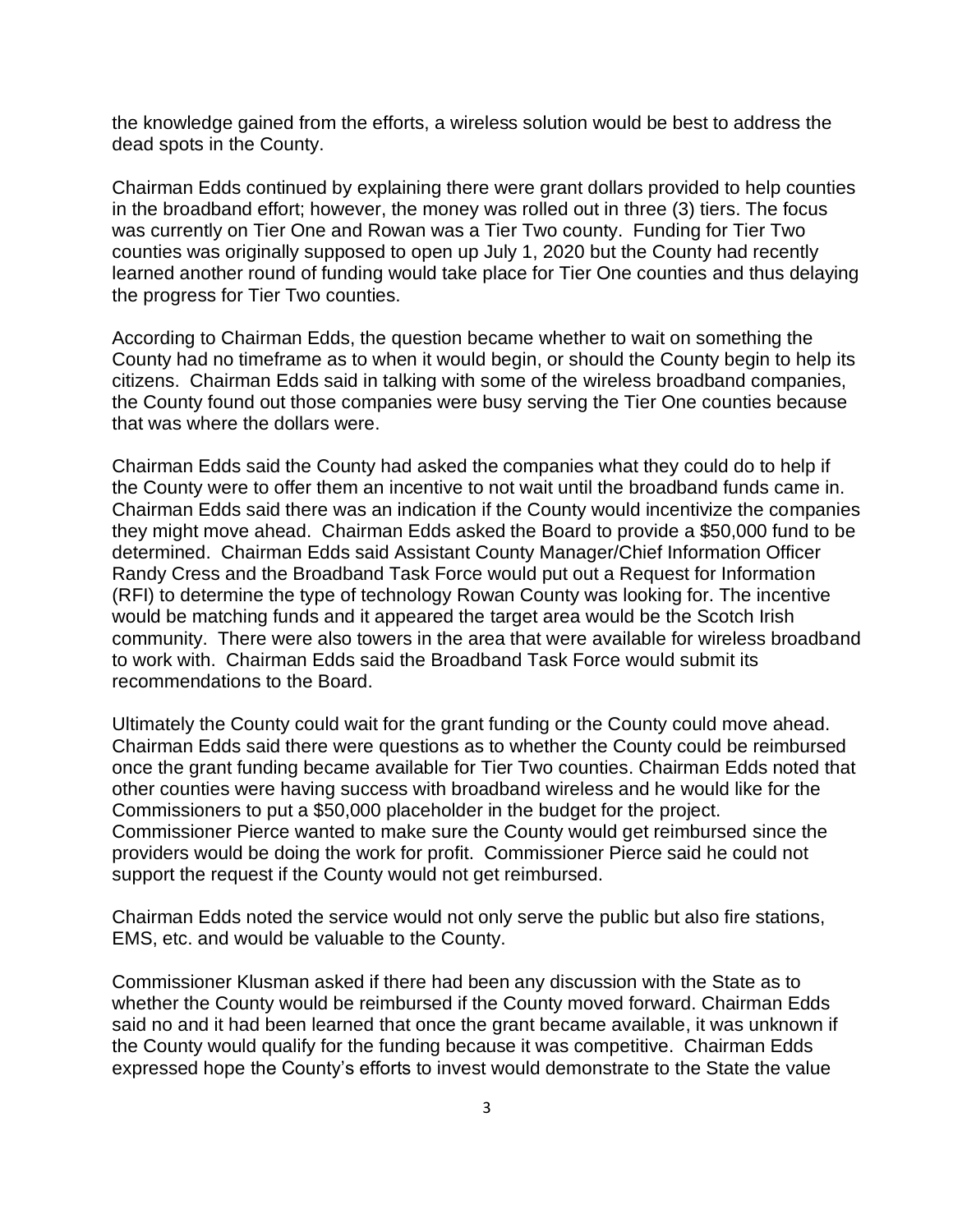the knowledge gained from the efforts, a wireless solution would be best to address the dead spots in the County.

Chairman Edds continued by explaining there were grant dollars provided to help counties in the broadband effort; however, the money was rolled out in three (3) tiers. The focus was currently on Tier One and Rowan was a Tier Two county. Funding for Tier Two counties was originally supposed to open up July 1, 2020 but the County had recently learned another round of funding would take place for Tier One counties and thus delaying the progress for Tier Two counties.

According to Chairman Edds, the question became whether to wait on something the County had no timeframe as to when it would begin, or should the County begin to help its citizens. Chairman Edds said in talking with some of the wireless broadband companies, the County found out those companies were busy serving the Tier One counties because that was where the dollars were.

Chairman Edds said the County had asked the companies what they could do to help if the County were to offer them an incentive to not wait until the broadband funds came in. Chairman Edds said there was an indication if the County would incentivize the companies they might move ahead. Chairman Edds asked the Board to provide a $50,000 fund to be determined. Chairman Edds said Assistant County Manager/Chief Information Officer Randy Cress and the Broadband Task Force would put out a Request for Information (RFI) to determine the type of technology Rowan County was looking for. The incentive would be matching funds and it appeared the target area would be the Scotch Irish community. There were also towers in the area that were available for wireless broadband to work with. Chairman Edds said the Broadband Task Force would submit its recommendations to the Board.

Ultimately the County could wait for the grant funding or the County could move ahead. Chairman Edds said there were questions as to whether the County could be reimbursed once the grant funding became available for Tier Two counties. Chairman Edds noted that other counties were having success with broadband wireless and he would like for the Commissioners to put a $50,000 placeholder in the budget for the project. Commissioner Pierce wanted to make sure the County would get reimbursed since the providers would be doing the work for profit. Commissioner Pierce said he could not support the request if the County would not get reimbursed.

Chairman Edds noted the service would not only serve the public but also fire stations, EMS, etc. and would be valuable to the County.

Commissioner Klusman asked if there had been any discussion with the State as to whether the County would be reimbursed if the County moved forward. Chairman Edds said no and it had been learned that once the grant became available, it was unknown if the County would qualify for the funding because it was competitive. Chairman Edds expressed hope the County's efforts to invest would demonstrate to the State the value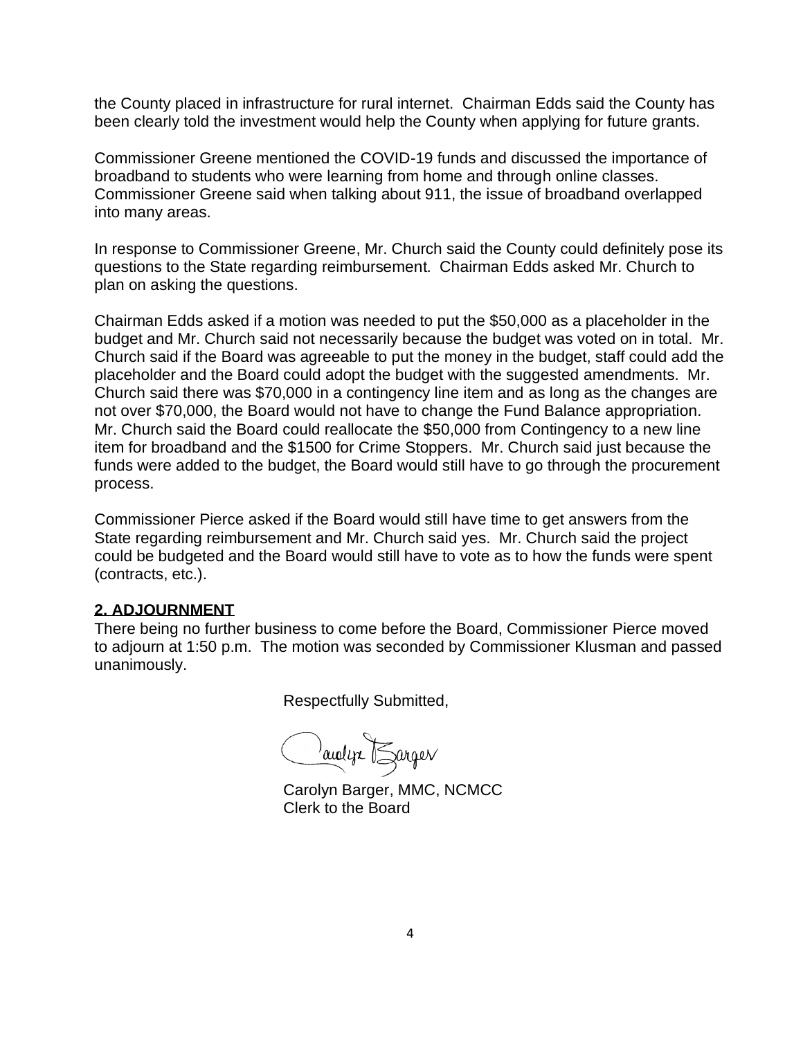the County placed in infrastructure for rural internet. Chairman Edds said the County has been clearly told the investment would help the County when applying for future grants.

Commissioner Greene mentioned the COVID-19 funds and discussed the importance of broadband to students who were learning from home and through online classes. Commissioner Greene said when talking about 911, the issue of broadband overlapped into many areas.

In response to Commissioner Greene, Mr. Church said the County could definitely pose its questions to the State regarding reimbursement. Chairman Edds asked Mr. Church to plan on asking the questions.

Chairman Edds asked if a motion was needed to put the $50,000 as a placeholder in the budget and Mr. Church said not necessarily because the budget was voted on in total. Mr. Church said if the Board was agreeable to put the money in the budget, staff could add the placeholder and the Board could adopt the budget with the suggested amendments. Mr. Church said there was $70,000 in a contingency line item and as long as the changes are not over $70,000, the Board would not have to change the Fund Balance appropriation. Mr. Church said the Board could reallocate the $50,000 from Contingency to a new line item for broadband and the $1500 for Crime Stoppers. Mr. Church said just because the funds were added to the budget, the Board would still have to go through the procurement process.

Commissioner Pierce asked if the Board would still have time to get answers from the State regarding reimbursement and Mr. Church said yes. Mr. Church said the project could be budgeted and the Board would still have to vote as to how the funds were spent (contracts, etc.).

## 2. ADJOURNMENT

There being no further business to come before the Board, Commissioner Pierce moved to adjourn at 1:50 p.m. The motion was seconded by Commissioner Klusman and passed unanimously.

Respectfully Submitted,

Carolyn Barger

Carolyn Barger, MMC, NCMCC
Clerk to the Board